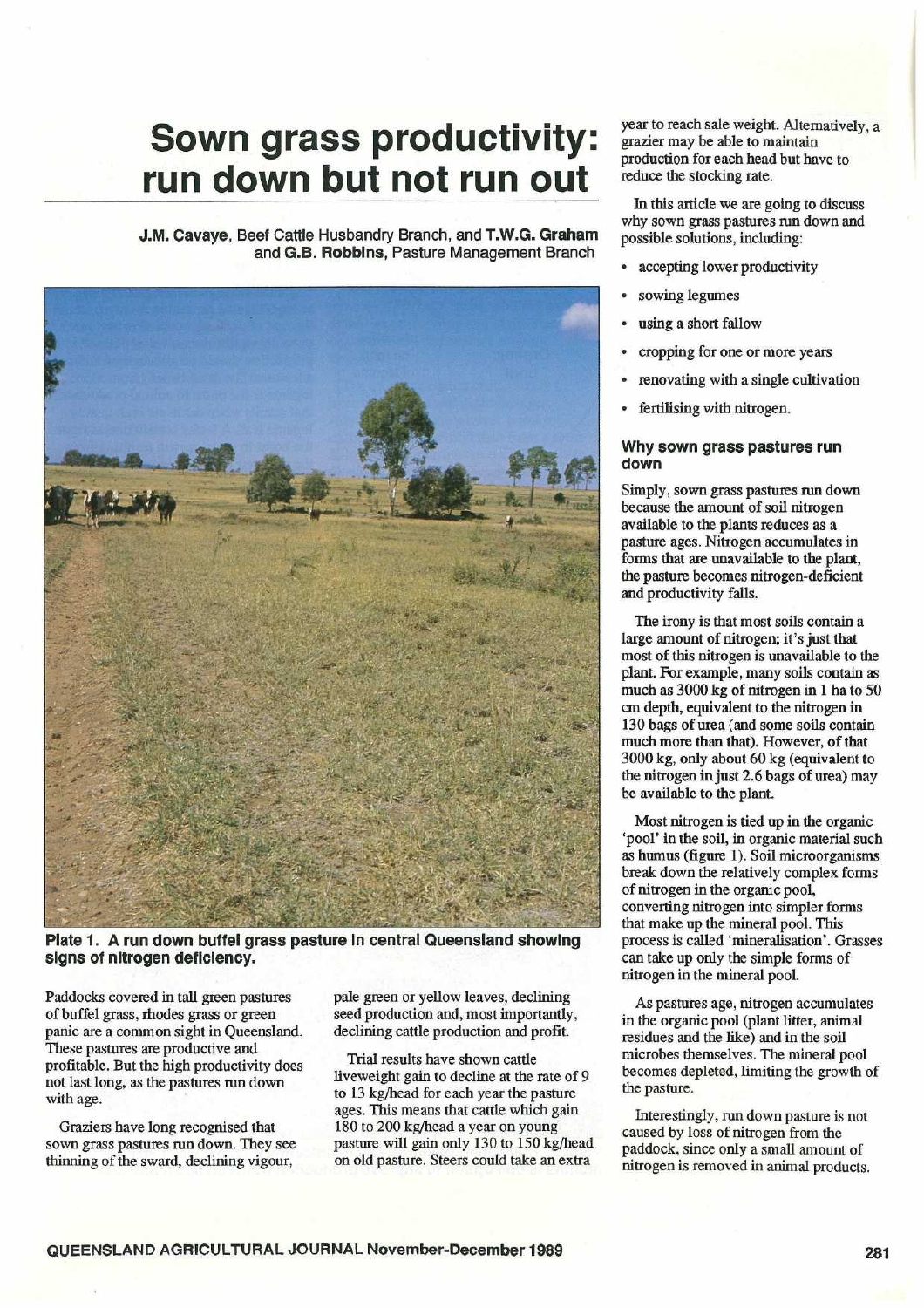# Sown grass productivity: run down but not run out

**J.M. Cavaye**, Beef Cattle Husbandry Branch, and **T.W.G. Graham** and **G.B. Robbins**, Pasture Management Branch

**Plate 1. A run down buffel grass pasture in central Queensland showing signs of nitrogen deficiency.**

Paddocks covered in tall green pastures of buffel grass, rhodes grass or green panic are a common sight in Queensland. These pastures are productive and profitable. But the high productivity does not last long, as the pastures run down with age.

Graziers have long recognised that sown grass pastures run down. They see thinning of the sward, declining vigour, pale green or yellow leaves, declining seed production and, most importantly, declining cattle production and profit.

Trial results have shown cattle liveweight gain to decline at the rate of 9 to 13 kg/head for each year the pasture ages. This means that cattle which gain 180 to 200 kg/head a year on young pasture will gain only 130 to 150 kg/head on old pasture. Steers could take an extra year to reach sale weight. Alternatively, a grazier may be able to maintain production for each head but have to reduce the stocking rate.

In this article we are going to discuss why sown grass pastures run down and possible solutions, including:

- accepting lower productivity
- sowing legumes
- using a short fallow
- cropping for one or more years
- renovating with a single cultivation
- fertilising with nitrogen.

### Why sown grass pastures run down

Simply, sown grass pastures run down because the amount of soil nitrogen available to the plants reduces as a pasture ages. Nitrogen accumulates in forms that are unavailable to the plant, the pasture becomes nitrogen-deficient and productivity falls.

The irony is that most soils contain a large amount of nitrogen; it's just that most of this nitrogen is unavailable to the plant. For example, many soils contain as much as 3000 kg of nitrogen in 1 ha to 50 cm depth, equivalent to the nitrogen in 130 bags of urea (and some soils contain much more than that). However, of that 3000 kg, only about 60 kg (equivalent to the nitrogen in just 2.6 bags of urea) may be available to the plant.

Most nitrogen is tied up in the organic 'pool' in the soil, in organic material such as humus (figure 1). Soil microorganisms break down the relatively complex forms of nitrogen in the organic pool, converting nitrogen into simpler forms that make up the mineral pool. This process is called 'mineralisation'. Grasses can take up only the simple forms of nitrogen in the mineral pool.

As pastures age, nitrogen accumulates in the organic pool (plant litter, animal residues and the like) and in the soil microbes themselves. The mineral pool becomes depleted, limiting the growth of the pasture.

Interestingly, run down pasture is not caused by loss of nitrogen from the paddock, since only a small amount of nitrogen is removed in animal products.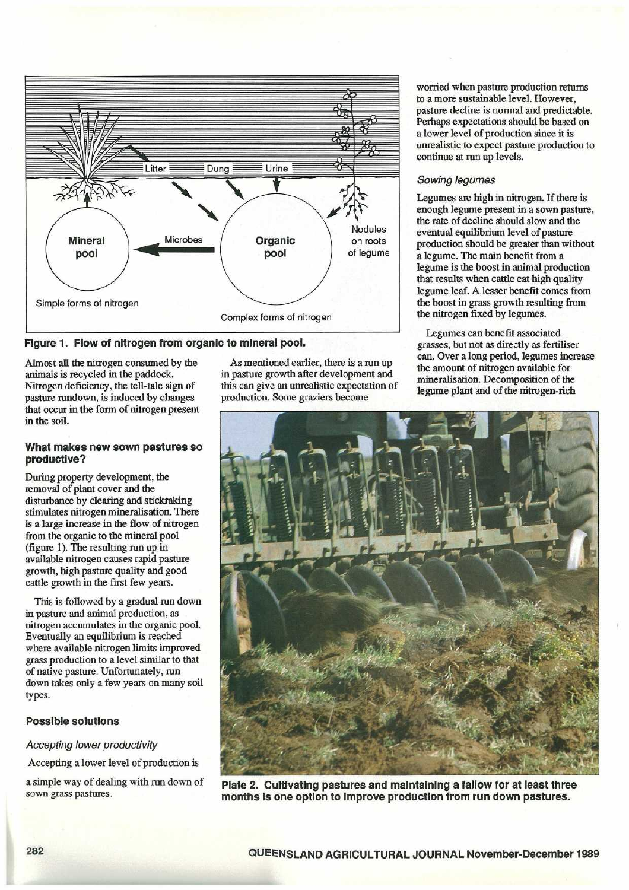Figure 1. Flow of nitrogen from organic to mineral pool.

Almost all the nitrogen consumed by the animals is recycled in the paddock. Nitrogen deficiency, the tell-tale sign of pasture rundown, is induced by changes that occur in the form of nitrogen present in the soil.

### What makes new sown pastures so productive?

During property development, the removal of plant cover and the disturbance by clearing and stickraking stimulates nitrogen mineralisation. There is a large increase in the flow of nitrogen from the organic to the mineral pool (figure 1). The resulting run up in available nitrogen causes rapid pasture growth, high pasture quality and good cattle growth in the first few years.

This is followed by a gradual run down in pasture and animal production, as nitrogen accumulates in the organic pool. Eventually an equilibrium is reached where available nitrogen limits improved grass production to a level similar to that of native pasture. Unfortunately, run down takes only a few years on many soil types.

### Possible solutions

#### *Accepting lower productivity*

Accepting a lower level of production is a simple way of dealing with run down of sown grass pastures.

As mentioned earlier, there is a run up in pasture growth after development and this can give an unrealistic expectation of production. Some graziers become worried when pasture production returns to a more sustainable level. However, pasture decline is normal and predictable. Perhaps expectations should be based on a lower level of production since it is unrealistic to expect pasture production to continue at run up levels.

#### *Sowing legumes*

Legumes are high in nitrogen. If there is enough legume present in a sown pasture, the rate of decline should slow and the eventual equilibrium level of pasture production should be greater than without a legume. The main benefit from a legume is the boost in animal production that results when cattle eat high quality legume leaf. A lesser benefit comes from the boost in grass growth resulting from the nitrogen fixed by legumes.

Legumes can benefit associated grasses, but not as directly as fertiliser can. Over a long period, legumes increase the amount of nitrogen available for mineralisation. Decomposition of the legume plant and of the nitrogen-rich

Plate 2. Cultivating pastures and maintaining a fallow for at least three months is one option to improve production from run down pastures.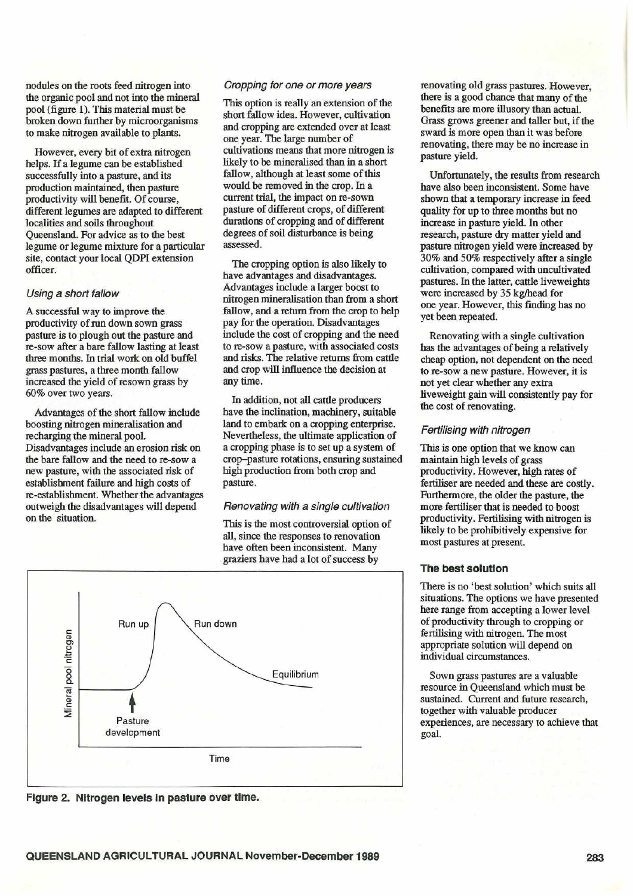nodules on the roots feed nitrogen into the organic pool and not into the mineral pool (figure 1). This material must be broken down further by microorganisms to make nitrogen available to plants.

However, every bit of extra nitrogen helps. If a legume can be established successfully into a pasture, and its production maintained, then pasture productivity will benefit. Of course, different legumes are adapted to different localities and soils throughout Queensland. For advice as to the best legume or legume mixture for a particular site, contact your local QDPI extension officer.

### *Using a short fallow*

A successful way to improve the productivity of run down sown grass pasture is to plough out the pasture and re-sow after a bare fallow lasting at least three months. In trial work on old buffel grass pastures, a three month fallow increased the yield of resown grass by 60% over two years.

Advantages of the short fallow include boosting nitrogen mineralisation and recharging the mineral pool. Disadvantages include an erosion risk on the bare fallow and the need to re-sow a new pasture, with the associated risk of establishment failure and high costs of re-establishment. Whether the advantages outweigh the disadvantages will depend on the situation.

### *Cropping for one or more years*

This option is really an extension of the short fallow idea. However, cultivation and cropping are extended over at least one year. The large number of cultivations means that more nitrogen is likely to be mineralised than in a short fallow, although at least some of this would be removed in the crop. In a current trial, the impact on re-sown pasture of different crops, of different durations of cropping and of different degrees of soil disturbance is being assessed.

The cropping option is also likely to have advantages and disadvantages. Advantages include a larger boost to nitrogen mineralisation than from a short fallow, and a return from the crop to help pay for the operation. Disadvantages include the cost of cropping and the need to re-sow a pasture, with associated costs and risks. The relative returns from cattle and crop will influence the decision at any time.

In addition, not all cattle producers have the inclination, machinery, suitable land to embark on a cropping enterprise. Nevertheless, the ultimate application of a cropping phase is to set up a system of crop–pasture rotations, ensuring sustained high production from both crop and pasture.

### *Renovating with a single cultivation*

This is the most controversial option of all, since the responses to renovation have often been inconsistent. Many graziers have had a lot of success by renovating old grass pastures. However, there is a good chance that many of the benefits are more illusory than actual. Grass grows greener and taller but, if the sward is more open than it was before renovating, there may be no increase in pasture yield.

Unfortunately, the results from research have also been inconsistent. Some have shown that a temporary increase in feed quality for up to three months but no increase in pasture yield. In other research, pasture dry matter yield and pasture nitrogen yield were increased by 30% and 50% respectively after a single cultivation, compared with uncultivated pastures. In the latter, cattle liveweights were increased by 35 kg/head for one year. However, this finding has no yet been repeated.

Renovating with a single cultivation has the advantages of being a relatively cheap option, not dependent on the need to re-sow a new pasture. However, it is not yet clear whether any extra liveweight gain will consistently pay for the cost of renovating.

### *Fertilising with nitrogen*

This is one option that we know can maintain high levels of grass productivity. However, high rates of fertiliser are needed and these are costly. Furthermore, the older the pasture, the more fertiliser that is needed to boost productivity. Fertilising with nitrogen is likely to be prohibitively expensive for most pastures at present.

## The best solution

There is no 'best solution' which suits all situations. The options we have presented here range from accepting a lower level of productivity through to cropping or fertilising with nitrogen. The most appropriate solution will depend on individual circumstances.

Sown grass pastures are a valuable resource in Queensland which must be sustained. Current and future research, together with valuable producer experiences, are necessary to achieve that goal.

Mineral pool nitrogen

Run up

Run down

Equilibrium

Pasture development

Time

**Figure 2. Nitrogen levels in pasture over time.**